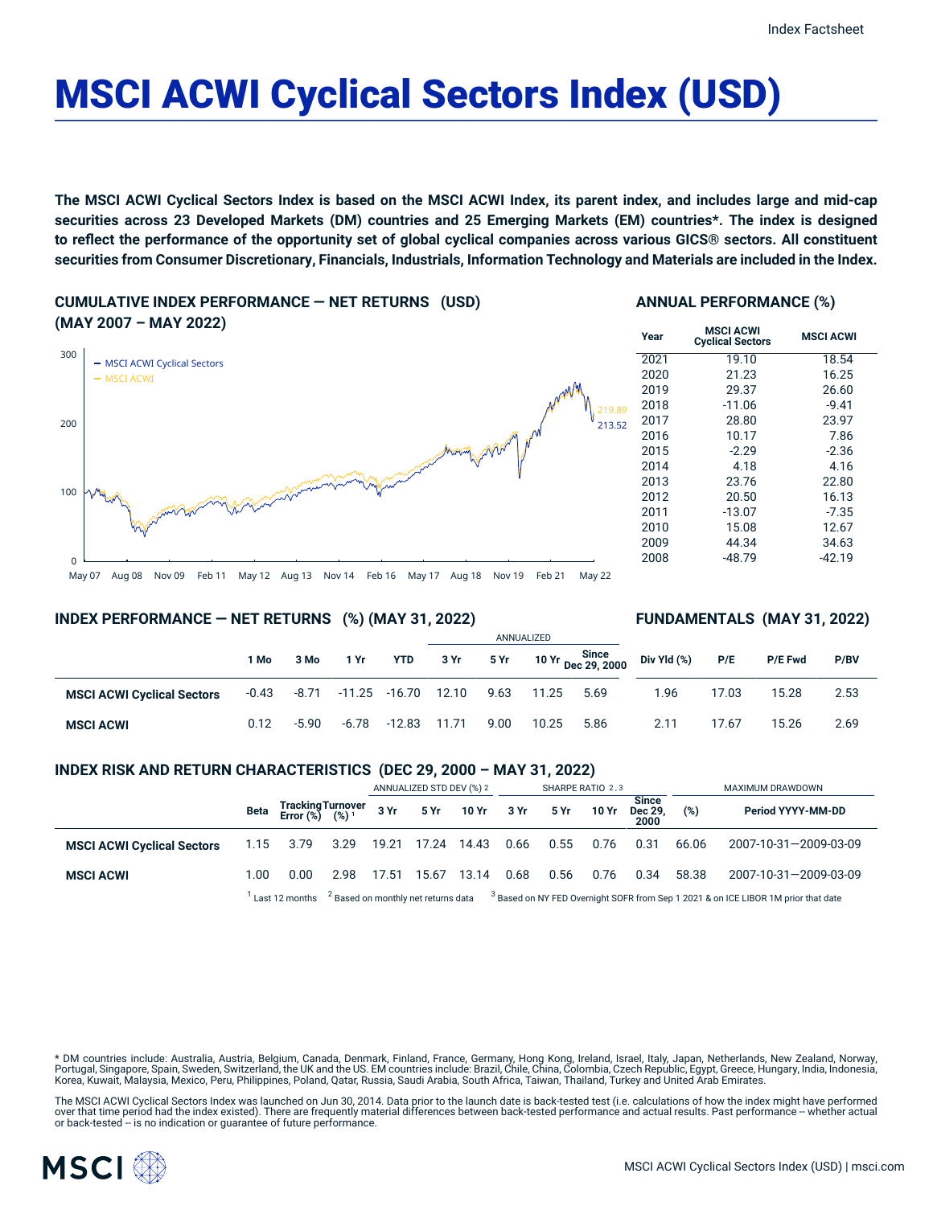# MSCI ACWI Cyclical Sectors Index (USD)

**The MSCI ACWI Cyclical Sectors Index is based on the MSCI ACWI Index, its parent index, and includes large and mid-cap securities across 23 Developed Markets (DM) countries and 25 Emerging Markets (EM) countries*. The index is designed to reflect the performance of the opportunity set of global cyclical companies across various GICS® sectors. All constituent securities from Consumer Discretionary, Financials, Industrials, Information Technology and Materials are included in the Index.**

## CUMULATIVE INDEX PERFORMANCE — NET RETURNS (USD) (MAY 2007 – MAY 2022)

- MSCI ACWI Cyclical Sectors: 213.52
- MSCI ACWI: 219.89

## ANNUAL PERFORMANCE (%)

| Year | MSCI ACWI Cyclical Sectors | MSCI ACWI |
|---|---|---|
| 2021 | 19.10 | 18.54 |
| 2020 | 21.23 | 16.25 |
| 2019 | 29.37 | 26.60 |
| 2018 | -11.06 | -9.41 |
| 2017 | 28.80 | 23.97 |
| 2016 | 10.17 | 7.86 |
| 2015 | -2.29 | -2.36 |
| 2014 | 4.18 | 4.16 |
| 2013 | 23.76 | 22.80 |
| 2012 | 20.50 | 16.13 |
| 2011 | -13.07 | -7.35 |
| 2010 | 15.08 | 12.67 |
| 2009 | 44.34 | 34.63 |
| 2008 | -48.79 | -42.19 |

## INDEX PERFORMANCE — NET RETURNS (%) (MAY 31, 2022)

| | | | | | ANNUALIZED | | | |
|---|---|---|---|---|---|---|---|---|
| | 1 Mo | 3 Mo | 1 Yr | YTD | 3 Yr | 5 Yr | 10 Yr | Since Dec 29, 2000 |
| **MSCI ACWI Cyclical Sectors** | -0.43 | -8.71 | -11.25 | -16.70 | 12.10 | 9.63 | 11.25 | 5.69 |
| **MSCI ACWI** | 0.12 | -5.90 | -6.78 | -12.83 | 11.71 | 9.00 | 10.25 | 5.86 |

## FUNDAMENTALS (MAY 31, 2022)

| | Div Yld (%) | P/E | P/E Fwd | P/BV |
|---|---|---|---|---|
| **MSCI ACWI Cyclical Sectors** | 1.96 | 17.03 | 15.28 | 2.53 |
| **MSCI ACWI** | 2.11 | 17.67 | 15.26 | 2.69 |

## INDEX RISK AND RETURN CHARACTERISTICS (DEC 29, 2000 – MAY 31, 2022)

| | | | | ANNUALIZED STD DEV (%) [2] | | | SHARPE RATIO [2, 3] | | | | MAXIMUM DRAWDOWN | |
|---|---|---|---|---|---|---|---|---|---|---|---|---|
| | Beta | Tracking Error (%) | Turnover (%) [1] | 3 Yr | 5 Yr | 10 Yr | 3 Yr | 5 Yr | 10 Yr | Since Dec 29, 2000 | (%) | Period YYYY-MM-DD |
| **MSCI ACWI Cyclical Sectors** | 1.15 | 3.79 | 3.29 | 19.21 | 17.24 | 14.43 | 0.66 | 0.55 | 0.76 | 0.31 | 66.06 | 2007-10-31—2009-03-09 |
| **MSCI ACWI** | 1.00 | 0.00 | 2.98 | 17.51 | 15.67 | 13.14 | 0.68 | 0.56 | 0.76 | 0.34 | 58.38 | 2007-10-31—2009-03-09 |

[1] Last 12 months [2] Based on monthly net returns data [3] Based on NY FED Overnight SOFR from Sep 1 2021 & on ICE LIBOR 1M prior that date

* DM countries include: Australia, Austria, Belgium, Canada, Denmark, Finland, France, Germany, Hong Kong, Ireland, Israel, Italy, Japan, Netherlands, New Zealand, Norway, Portugal, Singapore, Spain, Sweden, Switzerland, the UK and the US. EM countries include: Brazil, Chile, China, Colombia, Czech Republic, Egypt, Greece, Hungary, India, Indonesia, Korea, Kuwait, Malaysia, Mexico, Peru, Philippines, Poland, Qatar, Russia, Saudi Arabia, South Africa, Taiwan, Thailand, Turkey and United Arab Emirates.

The MSCI ACWI Cyclical Sectors Index was launched on Jun 30, 2014. Data prior to the launch date is back-tested test (i.e. calculations of how the index might have performed over that time period had the index existed). There are frequently material differences between back-tested performance and actual results. Past performance -- whether actual or back-tested -- is no indication or guarantee of future performance.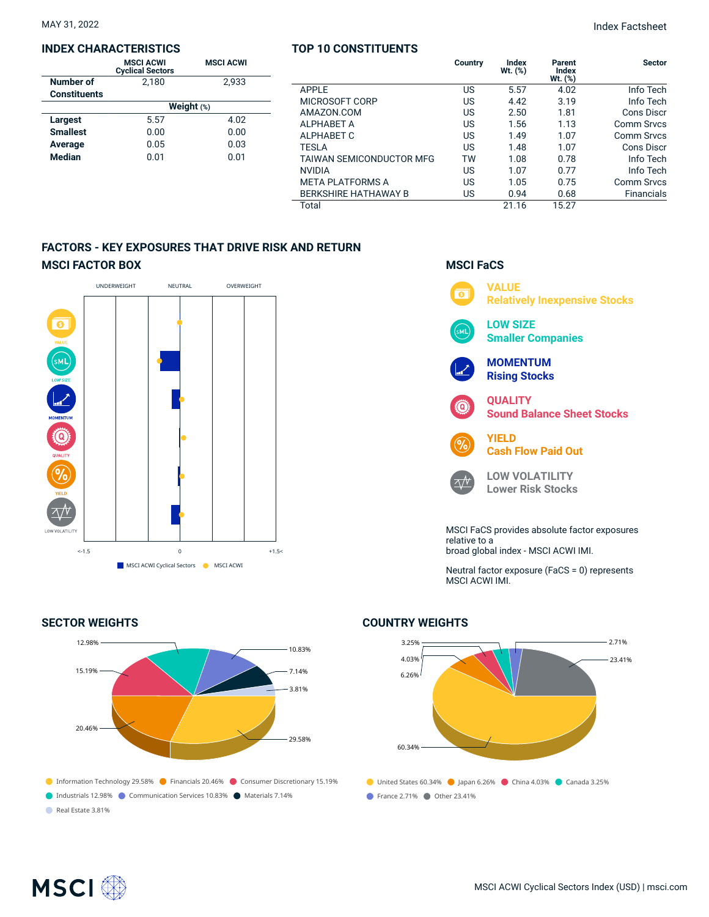MAY 31, 2022

Index Factsheet

## INDEX CHARACTERISTICS

| | MSCI ACWI Cyclical Sectors | MSCI ACWI |
|---|---|---|
| Number of Constituents | 2,180 | 2,933 |
| | Weight (%) | |
| Largest | 5.57 | 4.02 |
| Smallest | 0.00 | 0.00 |
| Average | 0.05 | 0.03 |
| Median | 0.01 | 0.01 |

## TOP 10 CONSTITUENTS

| | Country | Index Wt. (%) | Parent Index Wt. (%) | Sector |
|---|---|---|---|---|
| APPLE | US | 5.57 | 4.02 | Info Tech |
| MICROSOFT CORP | US | 4.42 | 3.19 | Info Tech |
| AMAZON.COM | US | 2.50 | 1.81 | Cons Discr |
| ALPHABET A | US | 1.56 | 1.13 | Comm Srvcs |
| ALPHABET C | US | 1.49 | 1.07 | Comm Srvcs |
| TESLA | US | 1.48 | 1.07 | Cons Discr |
| TAIWAN SEMICONDUCTOR MFG | TW | 1.08 | 0.78 | Info Tech |
| NVIDIA | US | 1.07 | 0.77 | Info Tech |
| META PLATFORMS A | US | 1.05 | 0.75 | Comm Srvcs |
| BERKSHIRE HATHAWAY B | US | 0.94 | 0.68 | Financials |
| Total | | 21.16 | 15.27 | |

## FACTORS - KEY EXPOSURES THAT DRIVE RISK AND RETURN

### MSCI FACTOR BOX

UNDERWEIGHT | NEUTRAL | OVERWEIGHT

VALUE, LOW SIZE, MOMENTUM, QUALITY, YIELD, LOW VOLATILITY

<-1.5 | 0 | +1.5<

MSCI ACWI Cyclical Sectors | MSCI ACWI

### MSCI FaCS

**VALUE** Relatively Inexpensive Stocks

**LOW SIZE** Smaller Companies

**MOMENTUM** Rising Stocks

**QUALITY** Sound Balance Sheet Stocks

**YIELD** Cash Flow Paid Out

**LOW VOLATILITY** Lower Risk Stocks

MSCI FaCS provides absolute factor exposures relative to a broad global index - MSCI ACWI IMI.

Neutral factor exposure (FaCS = 0) represents MSCI ACWI IMI.

## SECTOR WEIGHTS

- Information Technology 29.58%
- Financials 20.46%
- Consumer Discretionary 15.19%
- Industrials 12.98%
- Communication Services 10.83%
- Materials 7.14%
- Real Estate 3.81%

## COUNTRY WEIGHTS

- United States 60.34%
- Japan 6.26%
- China 4.03%
- Canada 3.25%
- France 2.71%
- Other 23.41%

MSCI ACWI Cyclical Sectors Index (USD) | msci.com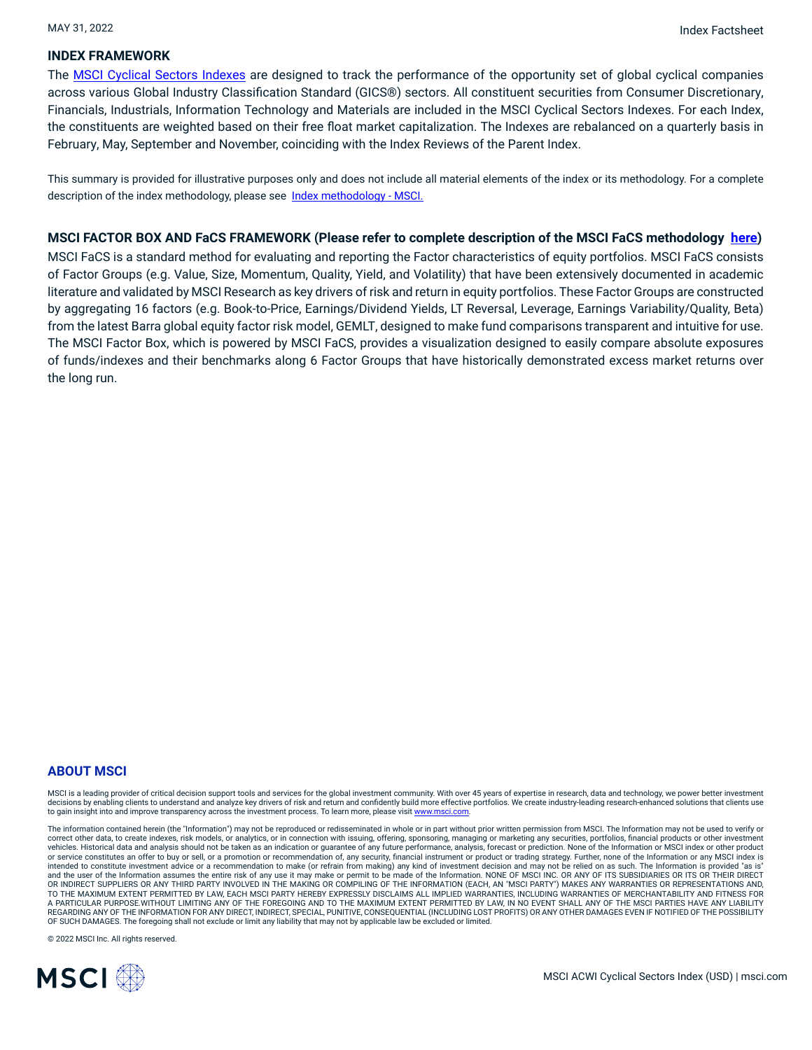## INDEX FRAMEWORK

The MSCI Cyclical Sectors Indexes are designed to track the performance of the opportunity set of global cyclical companies across various Global Industry Classification Standard (GICS®) sectors. All constituent securities from Consumer Discretionary, Financials, Industrials, Information Technology and Materials are included in the MSCI Cyclical Sectors Indexes. For each Index, the constituents are weighted based on their free float market capitalization. The Indexes are rebalanced on a quarterly basis in February, May, September and November, coinciding with the Index Reviews of the Parent Index.

This summary is provided for illustrative purposes only and does not include all material elements of the index or its methodology. For a complete description of the index methodology, please see Index methodology - MSCI.

## MSCI FACTOR BOX AND FaCS FRAMEWORK (Please refer to complete description of the MSCI FaCS methodology here)

MSCI FaCS is a standard method for evaluating and reporting the Factor characteristics of equity portfolios. MSCI FaCS consists of Factor Groups (e.g. Value, Size, Momentum, Quality, Yield, and Volatility) that have been extensively documented in academic literature and validated by MSCI Research as key drivers of risk and return in equity portfolios. These Factor Groups are constructed by aggregating 16 factors (e.g. Book-to-Price, Earnings/Dividend Yields, LT Reversal, Leverage, Earnings Variability/Quality, Beta) from the latest Barra global equity factor risk model, GEMLT, designed to make fund comparisons transparent and intuitive for use. The MSCI Factor Box, which is powered by MSCI FaCS, provides a visualization designed to easily compare absolute exposures of funds/indexes and their benchmarks along 6 Factor Groups that have historically demonstrated excess market returns over the long run.

## ABOUT MSCI

MSCI is a leading provider of critical decision support tools and services for the global investment community. With over 45 years of expertise in research, data and technology, we power better investment decisions by enabling clients to understand and analyze key drivers of risk and return and confidently build more effective portfolios. We create industry-leading research-enhanced solutions that clients use to gain insight into and improve transparency across the investment process. To learn more, please visit www.msci.com.

The information contained herein (the "Information") may not be reproduced or redisseminated in whole or in part without prior written permission from MSCI. The Information may not be used to verify or correct other data, to create indexes, risk models, or analytics, or in connection with issuing, offering, sponsoring, managing or marketing any securities, portfolios, financial products or other investment vehicles. Historical data and analysis should not be taken as an indication or guarantee of any future performance, analysis, forecast or prediction. None of the Information or MSCI index or other product or service constitutes an offer to buy or sell, or a promotion or recommendation of, any security, financial instrument or product or trading strategy. Further, none of the Information or any MSCI index is intended to constitute investment advice or a recommendation to make (or refrain from making) any kind of investment decision and may not be relied on as such. The Information is provided "as is" and the user of the Information assumes the entire risk of any use it may make or permit to be made of the Information. NONE OF MSCI INC. OR ANY OF ITS SUBSIDIARIES OR ITS OR THEIR DIRECT OR INDIRECT SUPPLIERS OR ANY THIRD PARTY INVOLVED IN THE MAKING OR COMPILING OF THE INFORMATION (EACH, AN "MSCI PARTY") MAKES ANY WARRANTIES OR REPRESENTATIONS AND, TO THE MAXIMUM EXTENT PERMITTED BY LAW, EACH MSCI PARTY HEREBY EXPRESSLY DISCLAIMS ALL IMPLIED WARRANTIES, INCLUDING WARRANTIES OF MERCHANTABILITY AND FITNESS FOR A PARTICULAR PURPOSE.WITHOUT LIMITING ANY OF THE FOREGOING AND TO THE MAXIMUM EXTENT PERMITTED BY LAW, IN NO EVENT SHALL ANY OF THE MSCI PARTIES HAVE ANY LIABILITY REGARDING ANY OF THE INFORMATION FOR ANY DIRECT, INDIRECT, SPECIAL, PUNITIVE, CONSEQUENTIAL (INCLUDING LOST PROFITS) OR ANY OTHER DAMAGES EVEN IF NOTIFIED OF THE POSSIBILITY OF SUCH DAMAGES. The foregoing shall not exclude or limit any liability that may not by applicable law be excluded or limited.

© 2022 MSCI Inc. All rights reserved.